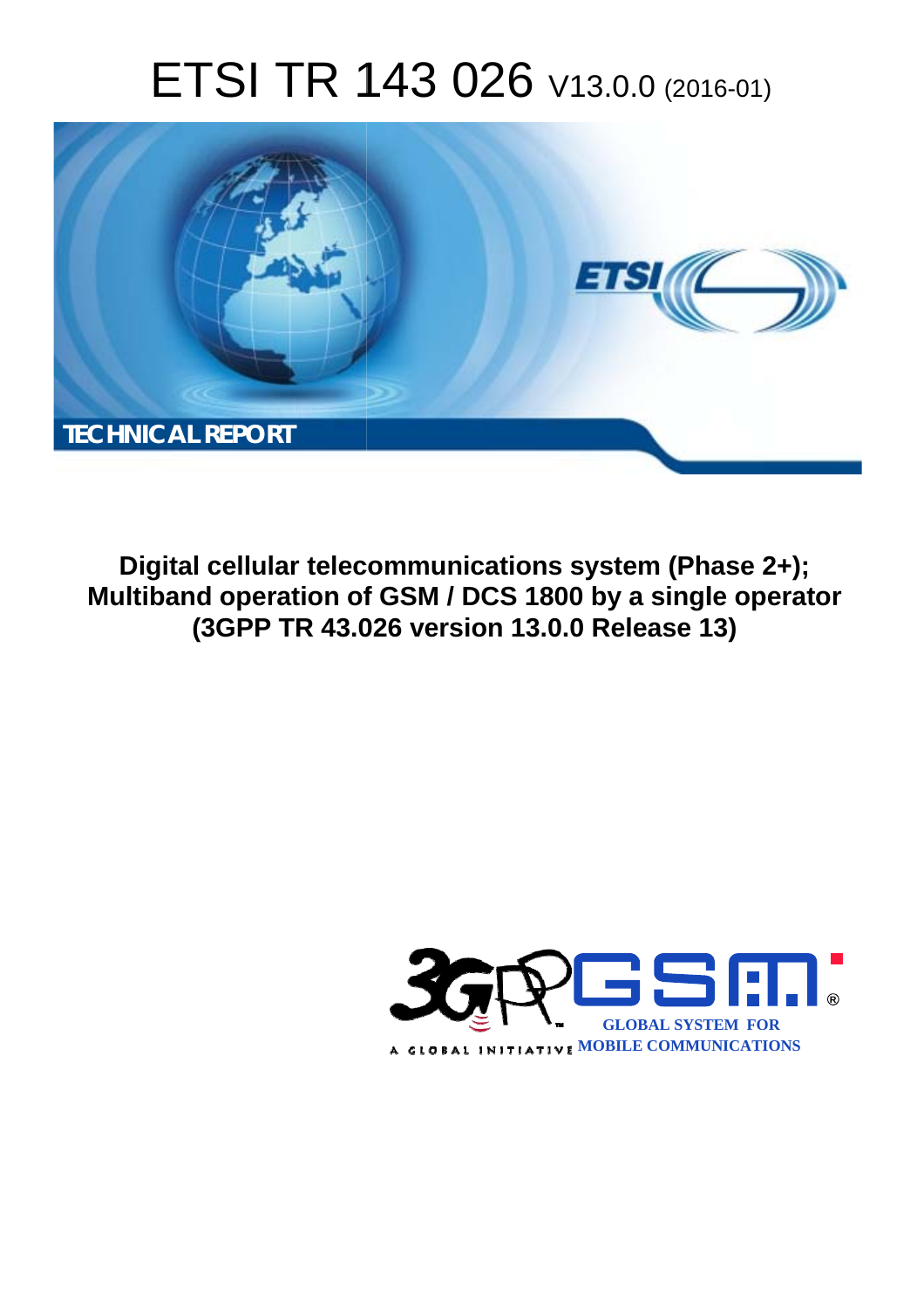# ETSI TR 143 026 V13.0.0 (2016-01)

TECHNICAL REPORT

**Digital cellular telecommunications system (Phase 2+); Multiband operation of GSM / DCS 1800 by a single operator (3GPP TR 43.026 version 13.0.0 Release 13)**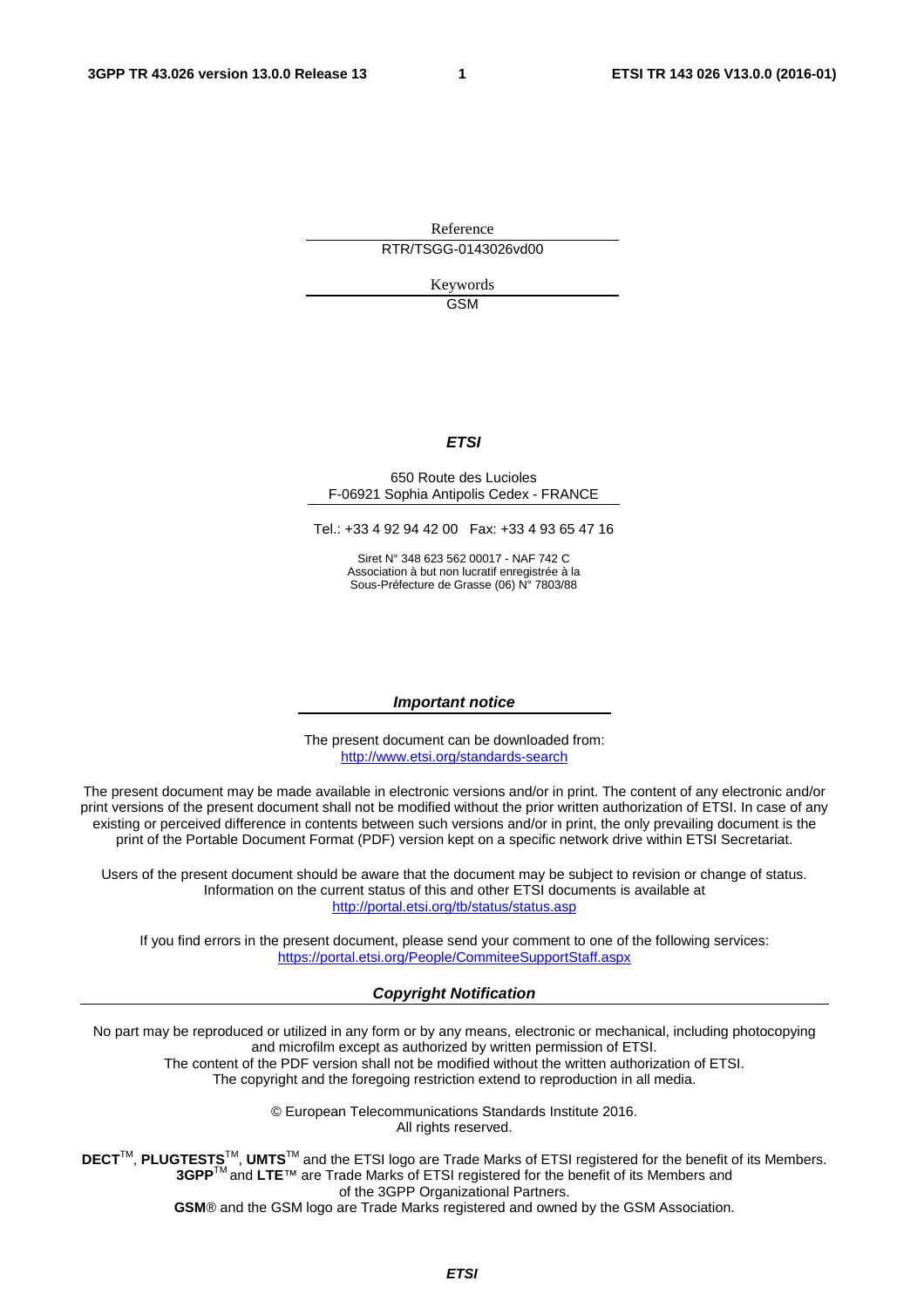Reference

RTR/TSGG-0143026vd00

Keywords

GSM

***ETSI***

650 Route des Lucioles
F-06921 Sophia Antipolis Cedex - FRANCE

Tel.: +33 4 92 94 42 00 Fax: +33 4 93 65 47 16

Siret N° 348 623 562 00017 - NAF 742 C
Association à but non lucratif enregistrée à la
Sous-Préfecture de Grasse (06) N° 7803/88

***Important notice***

The present document can be downloaded from:
http://www.etsi.org/standards-search

The present document may be made available in electronic versions and/or in print. The content of any electronic and/or print versions of the present document shall not be modified without the prior written authorization of ETSI. In case of any existing or perceived difference in contents between such versions and/or in print, the only prevailing document is the print of the Portable Document Format (PDF) version kept on a specific network drive within ETSI Secretariat.

Users of the present document should be aware that the document may be subject to revision or change of status. Information on the current status of this and other ETSI documents is available at
http://portal.etsi.org/tb/status/status.asp

If you find errors in the present document, please send your comment to one of the following services:
https://portal.etsi.org/People/CommiteeSupportStaff.aspx

***Copyright Notification***

No part may be reproduced or utilized in any form or by any means, electronic or mechanical, including photocopying and microfilm except as authorized by written permission of ETSI.
The content of the PDF version shall not be modified without the written authorization of ETSI.
The copyright and the foregoing restriction extend to reproduction in all media.

© European Telecommunications Standards Institute 2016.
All rights reserved.

**DECT**™, **PLUGTESTS**™, **UMTS**™ and the ETSI logo are Trade Marks of ETSI registered for the benefit of its Members.
**3GPP**™ and **LTE**™ are Trade Marks of ETSI registered for the benefit of its Members and of the 3GPP Organizational Partners.
**GSM**® and the GSM logo are Trade Marks registered and owned by the GSM Association.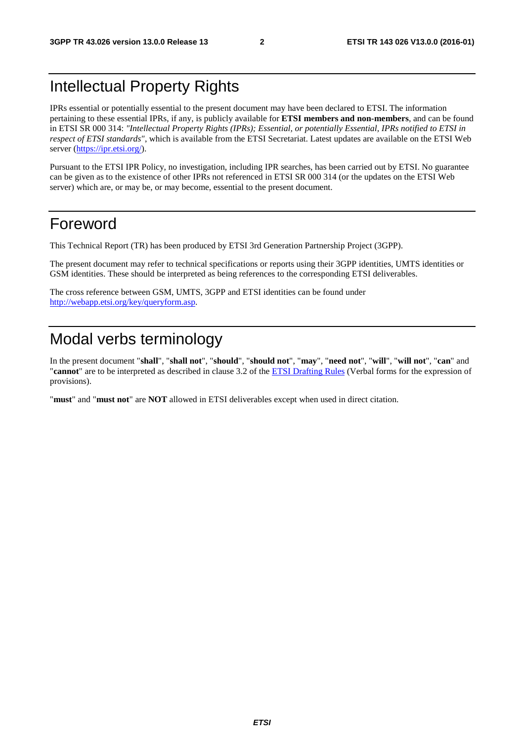# Intellectual Property Rights

IPRs essential or potentially essential to the present document may have been declared to ETSI. The information pertaining to these essential IPRs, if any, is publicly available for **ETSI members and non-members**, and can be found in ETSI SR 000 314: *"Intellectual Property Rights (IPRs); Essential, or potentially Essential, IPRs notified to ETSI in respect of ETSI standards"*, which is available from the ETSI Secretariat. Latest updates are available on the ETSI Web server (https://ipr.etsi.org/).

Pursuant to the ETSI IPR Policy, no investigation, including IPR searches, has been carried out by ETSI. No guarantee can be given as to the existence of other IPRs not referenced in ETSI SR 000 314 (or the updates on the ETSI Web server) which are, or may be, or may become, essential to the present document.

# Foreword

This Technical Report (TR) has been produced by ETSI 3rd Generation Partnership Project (3GPP).

The present document may refer to technical specifications or reports using their 3GPP identities, UMTS identities or GSM identities. These should be interpreted as being references to the corresponding ETSI deliverables.

The cross reference between GSM, UMTS, 3GPP and ETSI identities can be found under http://webapp.etsi.org/key/queryform.asp.

# Modal verbs terminology

In the present document "**shall**", "**shall not**", "**should**", "**should not**", "**may**", "**need not**", "**will**", "**will not**", "**can**" and "**cannot**" are to be interpreted as described in clause 3.2 of the ETSI Drafting Rules (Verbal forms for the expression of provisions).

"**must**" and "**must not**" are **NOT** allowed in ETSI deliverables except when used in direct citation.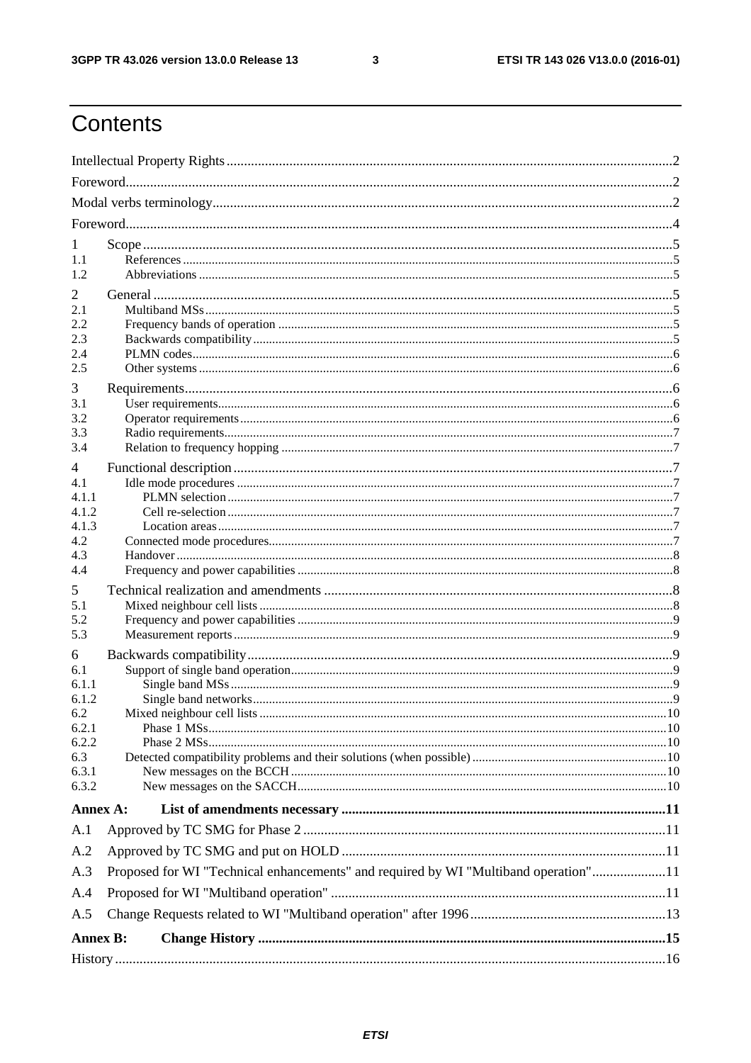# Contents

Intellectual Property Rights ........ 2
Foreword ........ 2
Modal verbs terminology ........ 2
Foreword ........ 4
1 Scope ........ 5
1.1 References ........ 5
1.2 Abbreviations ........ 5
2 General ........ 5
2.1 Multiband MSs ........ 5
2.2 Frequency bands of operation ........ 5
2.3 Backwards compatibility ........ 5
2.4 PLMN codes ........ 6
2.5 Other systems ........ 6
3 Requirements ........ 6
3.1 User requirements ........ 6
3.2 Operator requirements ........ 6
3.3 Radio requirements ........ 7
3.4 Relation to frequency hopping ........ 7
4 Functional description ........ 7
4.1 Idle mode procedures ........ 7
4.1.1 PLMN selection ........ 7
4.1.2 Cell re-selection ........ 7
4.1.3 Location areas ........ 7
4.2 Connected mode procedures ........ 7
4.3 Handover ........ 8
4.4 Frequency and power capabilities ........ 8
5 Technical realization and amendments ........ 8
5.1 Mixed neighbour cell lists ........ 8
5.2 Frequency and power capabilities ........ 9
5.3 Measurement reports ........ 9
6 Backwards compatibility ........ 9
6.1 Support of single band operation ........ 9
6.1.1 Single band MSs ........ 9
6.1.2 Single band networks ........ 9
6.2 Mixed neighbour cell lists ........ 10
6.2.1 Phase 1 MSs ........ 10
6.2.2 Phase 2 MSs ........ 10
6.3 Detected compatibility problems and their solutions (when possible) ........ 10
6.3.1 New messages on the BCCH ........ 10
6.3.2 New messages on the SACCH ........ 10
**Annex A: List of amendments necessary ........ 11**
A.1 Approved by TC SMG for Phase 2 ........ 11
A.2 Approved by TC SMG and put on HOLD ........ 11
A.3 Proposed for WI "Technical enhancements" and required by WI "Multiband operation" ........ 11
A.4 Proposed for WI "Multiband operation" ........ 11
A.5 Change Requests related to WI "Multiband operation" after 1996 ........ 13
**Annex B: Change History ........ 15**
History ........ 16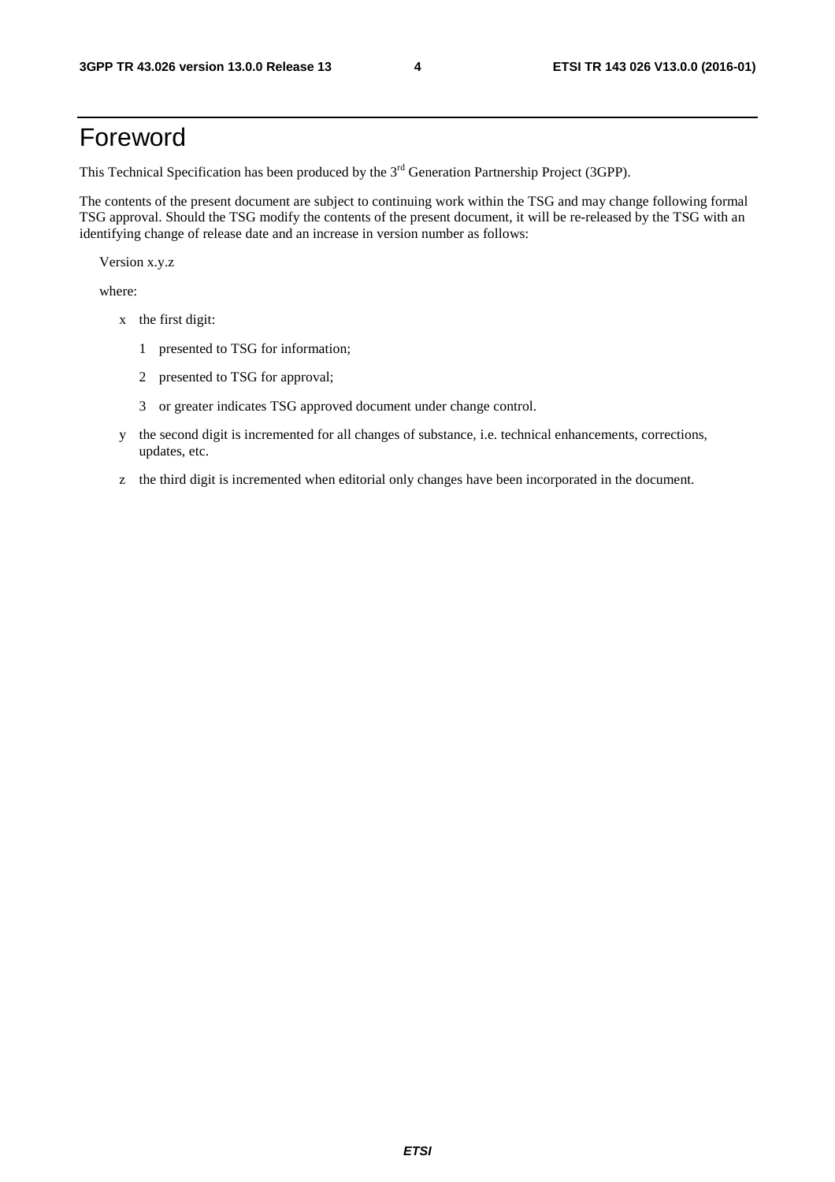# Foreword

This Technical Specification has been produced by the 3rd Generation Partnership Project (3GPP).

The contents of the present document are subject to continuing work within the TSG and may change following formal TSG approval. Should the TSG modify the contents of the present document, it will be re-released by the TSG with an identifying change of release date and an increase in version number as follows:

Version x.y.z

where:

- x the first digit:
  - 1 presented to TSG for information;
  - 2 presented to TSG for approval;
  - 3 or greater indicates TSG approved document under change control.
- y the second digit is incremented for all changes of substance, i.e. technical enhancements, corrections, updates, etc.
- z the third digit is incremented when editorial only changes have been incorporated in the document.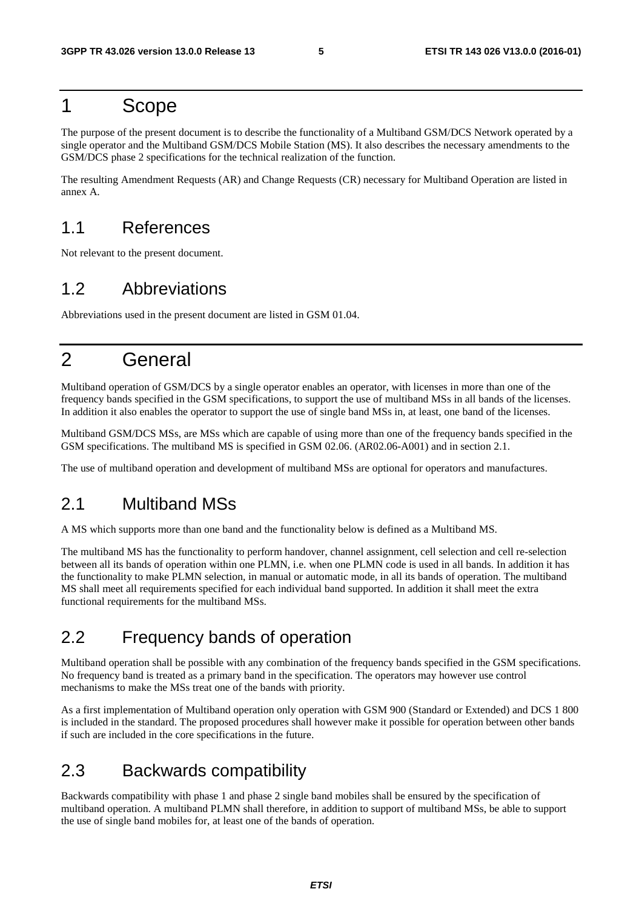# 1 Scope

The purpose of the present document is to describe the functionality of a Multiband GSM/DCS Network operated by a single operator and the Multiband GSM/DCS Mobile Station (MS). It also describes the necessary amendments to the GSM/DCS phase 2 specifications for the technical realization of the function.

The resulting Amendment Requests (AR) and Change Requests (CR) necessary for Multiband Operation are listed in annex A.

## 1.1 References

Not relevant to the present document.

## 1.2 Abbreviations

Abbreviations used in the present document are listed in GSM 01.04.

# 2 General

Multiband operation of GSM/DCS by a single operator enables an operator, with licenses in more than one of the frequency bands specified in the GSM specifications, to support the use of multiband MSs in all bands of the licenses. In addition it also enables the operator to support the use of single band MSs in, at least, one band of the licenses.

Multiband GSM/DCS MSs, are MSs which are capable of using more than one of the frequency bands specified in the GSM specifications. The multiband MS is specified in GSM 02.06. (AR02.06-A001) and in section 2.1.

The use of multiband operation and development of multiband MSs are optional for operators and manufactures.

## 2.1 Multiband MSs

A MS which supports more than one band and the functionality below is defined as a Multiband MS.

The multiband MS has the functionality to perform handover, channel assignment, cell selection and cell re-selection between all its bands of operation within one PLMN, i.e. when one PLMN code is used in all bands. In addition it has the functionality to make PLMN selection, in manual or automatic mode, in all its bands of operation. The multiband MS shall meet all requirements specified for each individual band supported. In addition it shall meet the extra functional requirements for the multiband MSs.

## 2.2 Frequency bands of operation

Multiband operation shall be possible with any combination of the frequency bands specified in the GSM specifications. No frequency band is treated as a primary band in the specification. The operators may however use control mechanisms to make the MSs treat one of the bands with priority.

As a first implementation of Multiband operation only operation with GSM 900 (Standard or Extended) and DCS 1 800 is included in the standard. The proposed procedures shall however make it possible for operation between other bands if such are included in the core specifications in the future.

## 2.3 Backwards compatibility

Backwards compatibility with phase 1 and phase 2 single band mobiles shall be ensured by the specification of multiband operation. A multiband PLMN shall therefore, in addition to support of multiband MSs, be able to support the use of single band mobiles for, at least one of the bands of operation.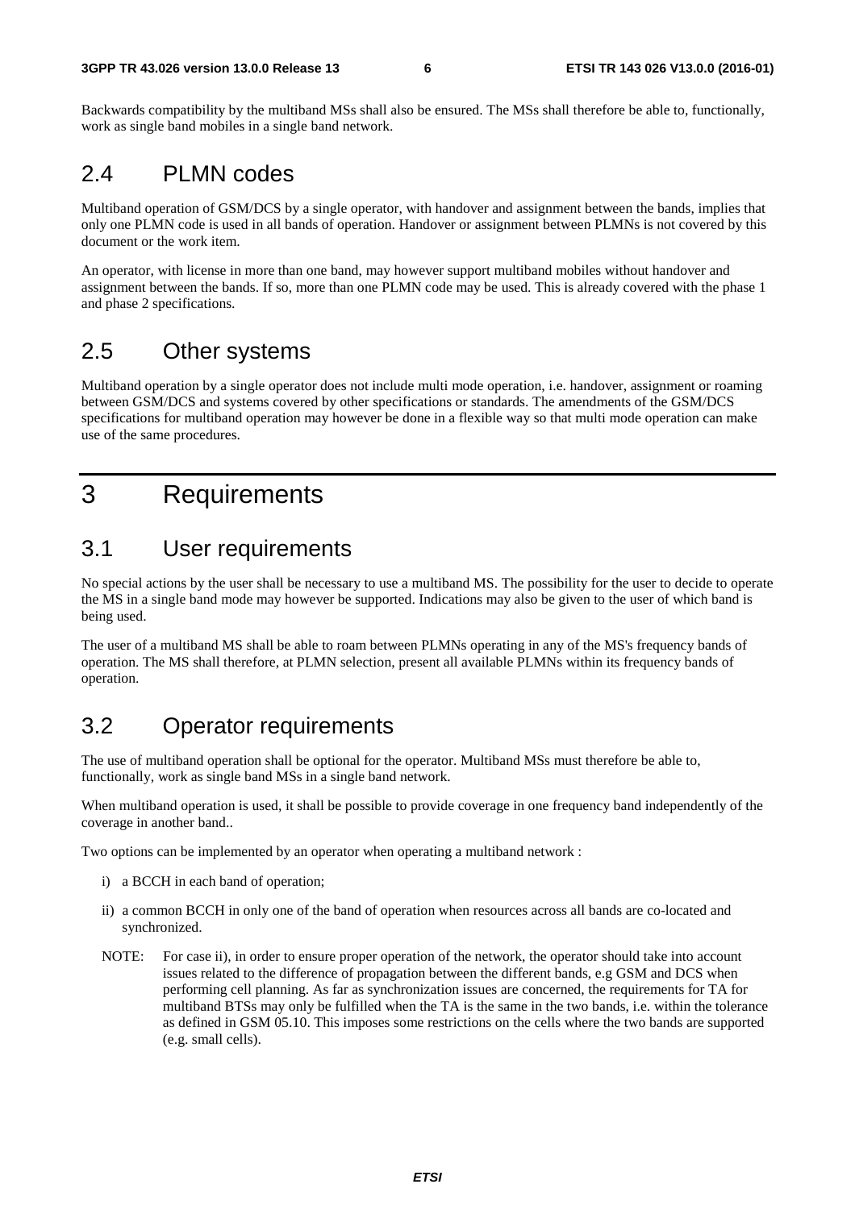Backwards compatibility by the multiband MSs shall also be ensured. The MSs shall therefore be able to, functionally, work as single band mobiles in a single band network.

## 2.4 PLMN codes

Multiband operation of GSM/DCS by a single operator, with handover and assignment between the bands, implies that only one PLMN code is used in all bands of operation. Handover or assignment between PLMNs is not covered by this document or the work item.

An operator, with license in more than one band, may however support multiband mobiles without handover and assignment between the bands. If so, more than one PLMN code may be used. This is already covered with the phase 1 and phase 2 specifications.

## 2.5 Other systems

Multiband operation by a single operator does not include multi mode operation, i.e. handover, assignment or roaming between GSM/DCS and systems covered by other specifications or standards. The amendments of the GSM/DCS specifications for multiband operation may however be done in a flexible way so that multi mode operation can make use of the same procedures.

# 3 Requirements

## 3.1 User requirements

No special actions by the user shall be necessary to use a multiband MS. The possibility for the user to decide to operate the MS in a single band mode may however be supported. Indications may also be given to the user of which band is being used.

The user of a multiband MS shall be able to roam between PLMNs operating in any of the MS's frequency bands of operation. The MS shall therefore, at PLMN selection, present all available PLMNs within its frequency bands of operation.

## 3.2 Operator requirements

The use of multiband operation shall be optional for the operator. Multiband MSs must therefore be able to, functionally, work as single band MSs in a single band network.

When multiband operation is used, it shall be possible to provide coverage in one frequency band independently of the coverage in another band..

Two options can be implemented by an operator when operating a multiband network :

i) a BCCH in each band of operation;

ii) a common BCCH in only one of the band of operation when resources across all bands are co-located and synchronized.

NOTE: For case ii), in order to ensure proper operation of the network, the operator should take into account issues related to the difference of propagation between the different bands, e.g GSM and DCS when performing cell planning. As far as synchronization issues are concerned, the requirements for TA for multiband BTSs may only be fulfilled when the TA is the same in the two bands, i.e. within the tolerance as defined in GSM 05.10. This imposes some restrictions on the cells where the two bands are supported (e.g. small cells).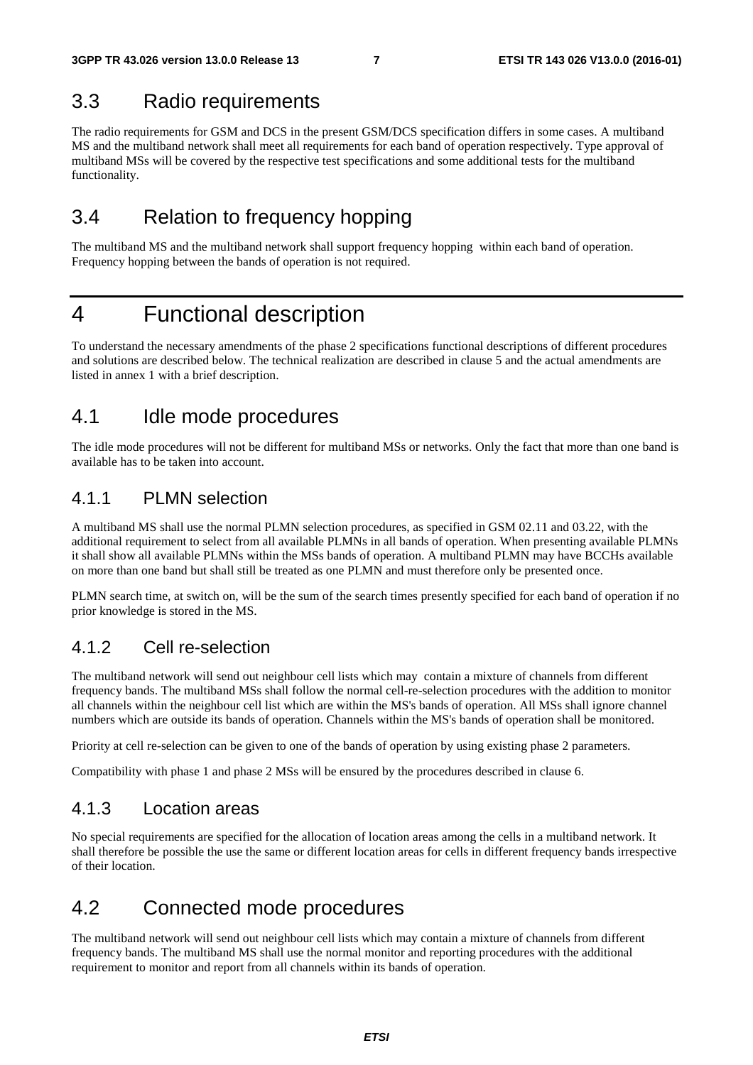## 3.3 Radio requirements

The radio requirements for GSM and DCS in the present GSM/DCS specification differs in some cases. A multiband MS and the multiband network shall meet all requirements for each band of operation respectively. Type approval of multiband MSs will be covered by the respective test specifications and some additional tests for the multiband functionality.

## 3.4 Relation to frequency hopping

The multiband MS and the multiband network shall support frequency hopping within each band of operation. Frequency hopping between the bands of operation is not required.

# 4 Functional description

To understand the necessary amendments of the phase 2 specifications functional descriptions of different procedures and solutions are described below. The technical realization are described in clause 5 and the actual amendments are listed in annex 1 with a brief description.

## 4.1 Idle mode procedures

The idle mode procedures will not be different for multiband MSs or networks. Only the fact that more than one band is available has to be taken into account.

### 4.1.1 PLMN selection

A multiband MS shall use the normal PLMN selection procedures, as specified in GSM 02.11 and 03.22, with the additional requirement to select from all available PLMNs in all bands of operation. When presenting available PLMNs it shall show all available PLMNs within the MSs bands of operation. A multiband PLMN may have BCCHs available on more than one band but shall still be treated as one PLMN and must therefore only be presented once.

PLMN search time, at switch on, will be the sum of the search times presently specified for each band of operation if no prior knowledge is stored in the MS.

### 4.1.2 Cell re-selection

The multiband network will send out neighbour cell lists which may contain a mixture of channels from different frequency bands. The multiband MSs shall follow the normal cell-re-selection procedures with the addition to monitor all channels within the neighbour cell list which are within the MS's bands of operation. All MSs shall ignore channel numbers which are outside its bands of operation. Channels within the MS's bands of operation shall be monitored.

Priority at cell re-selection can be given to one of the bands of operation by using existing phase 2 parameters.

Compatibility with phase 1 and phase 2 MSs will be ensured by the procedures described in clause 6.

### 4.1.3 Location areas

No special requirements are specified for the allocation of location areas among the cells in a multiband network. It shall therefore be possible the use the same or different location areas for cells in different frequency bands irrespective of their location.

## 4.2 Connected mode procedures

The multiband network will send out neighbour cell lists which may contain a mixture of channels from different frequency bands. The multiband MS shall use the normal monitor and reporting procedures with the additional requirement to monitor and report from all channels within its bands of operation.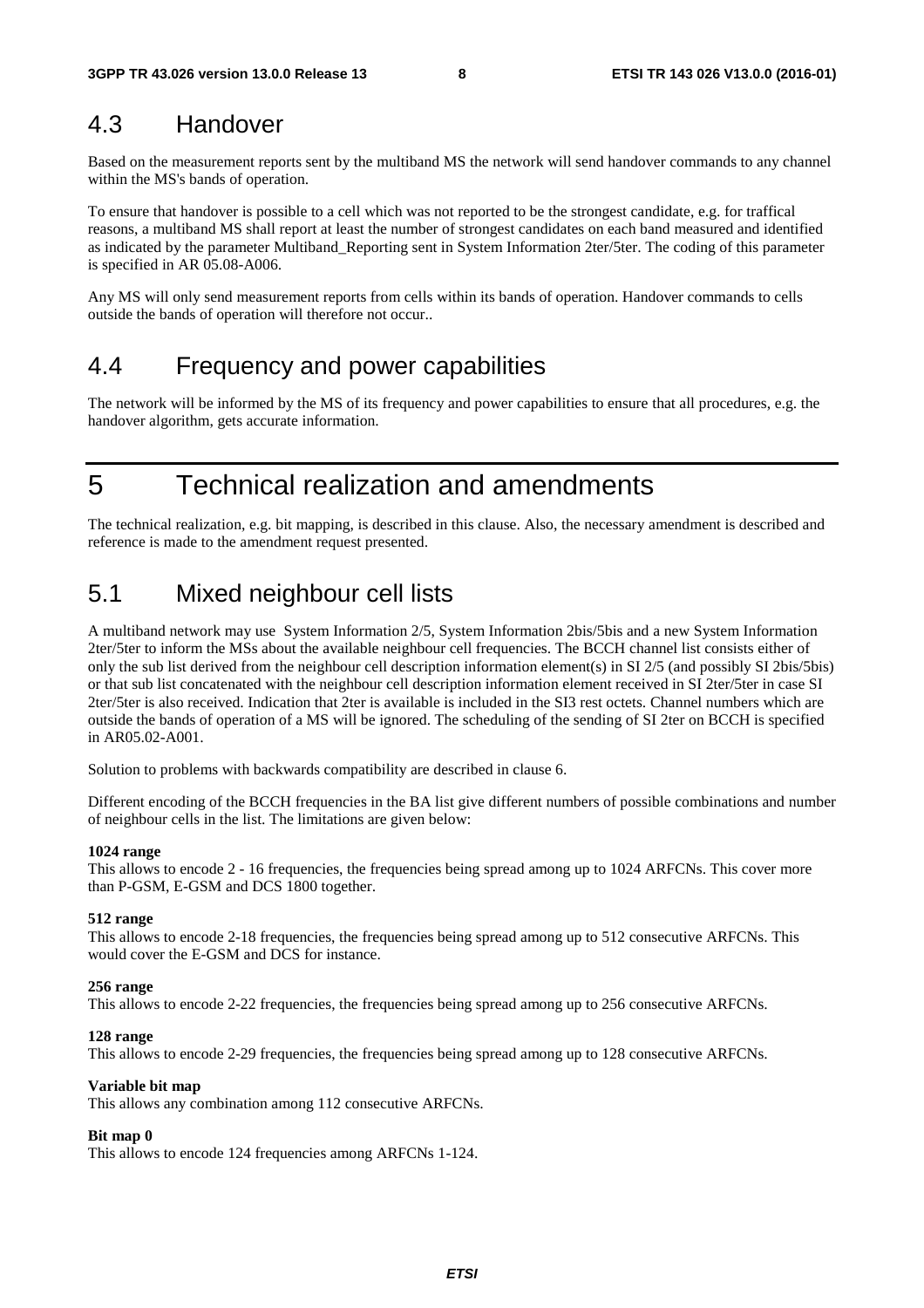## 4.3 Handover

Based on the measurement reports sent by the multiband MS the network will send handover commands to any channel within the MS's bands of operation.

To ensure that handover is possible to a cell which was not reported to be the strongest candidate, e.g. for traffical reasons, a multiband MS shall report at least the number of strongest candidates on each band measured and identified as indicated by the parameter Multiband_Reporting sent in System Information 2ter/5ter. The coding of this parameter is specified in AR 05.08-A006.

Any MS will only send measurement reports from cells within its bands of operation. Handover commands to cells outside the bands of operation will therefore not occur..

## 4.4 Frequency and power capabilities

The network will be informed by the MS of its frequency and power capabilities to ensure that all procedures, e.g. the handover algorithm, gets accurate information.

# 5 Technical realization and amendments

The technical realization, e.g. bit mapping, is described in this clause. Also, the necessary amendment is described and reference is made to the amendment request presented.

## 5.1 Mixed neighbour cell lists

A multiband network may use System Information 2/5, System Information 2bis/5bis and a new System Information 2ter/5ter to inform the MSs about the available neighbour cell frequencies. The BCCH channel list consists either of only the sub list derived from the neighbour cell description information element(s) in SI 2/5 (and possibly SI 2bis/5bis) or that sub list concatenated with the neighbour cell description information element received in SI 2ter/5ter in case SI 2ter/5ter is also received. Indication that 2ter is available is included in the SI3 rest octets. Channel numbers which are outside the bands of operation of a MS will be ignored. The scheduling of the sending of SI 2ter on BCCH is specified in AR05.02-A001.

Solution to problems with backwards compatibility are described in clause 6.

Different encoding of the BCCH frequencies in the BA list give different numbers of possible combinations and number of neighbour cells in the list. The limitations are given below:

**1024 range**
This allows to encode 2 - 16 frequencies, the frequencies being spread among up to 1024 ARFCNs. This cover more than P-GSM, E-GSM and DCS 1800 together.

**512 range**
This allows to encode 2-18 frequencies, the frequencies being spread among up to 512 consecutive ARFCNs. This would cover the E-GSM and DCS for instance.

**256 range**
This allows to encode 2-22 frequencies, the frequencies being spread among up to 256 consecutive ARFCNs.

**128 range**
This allows to encode 2-29 frequencies, the frequencies being spread among up to 128 consecutive ARFCNs.

**Variable bit map**
This allows any combination among 112 consecutive ARFCNs.

**Bit map 0**
This allows to encode 124 frequencies among ARFCNs 1-124.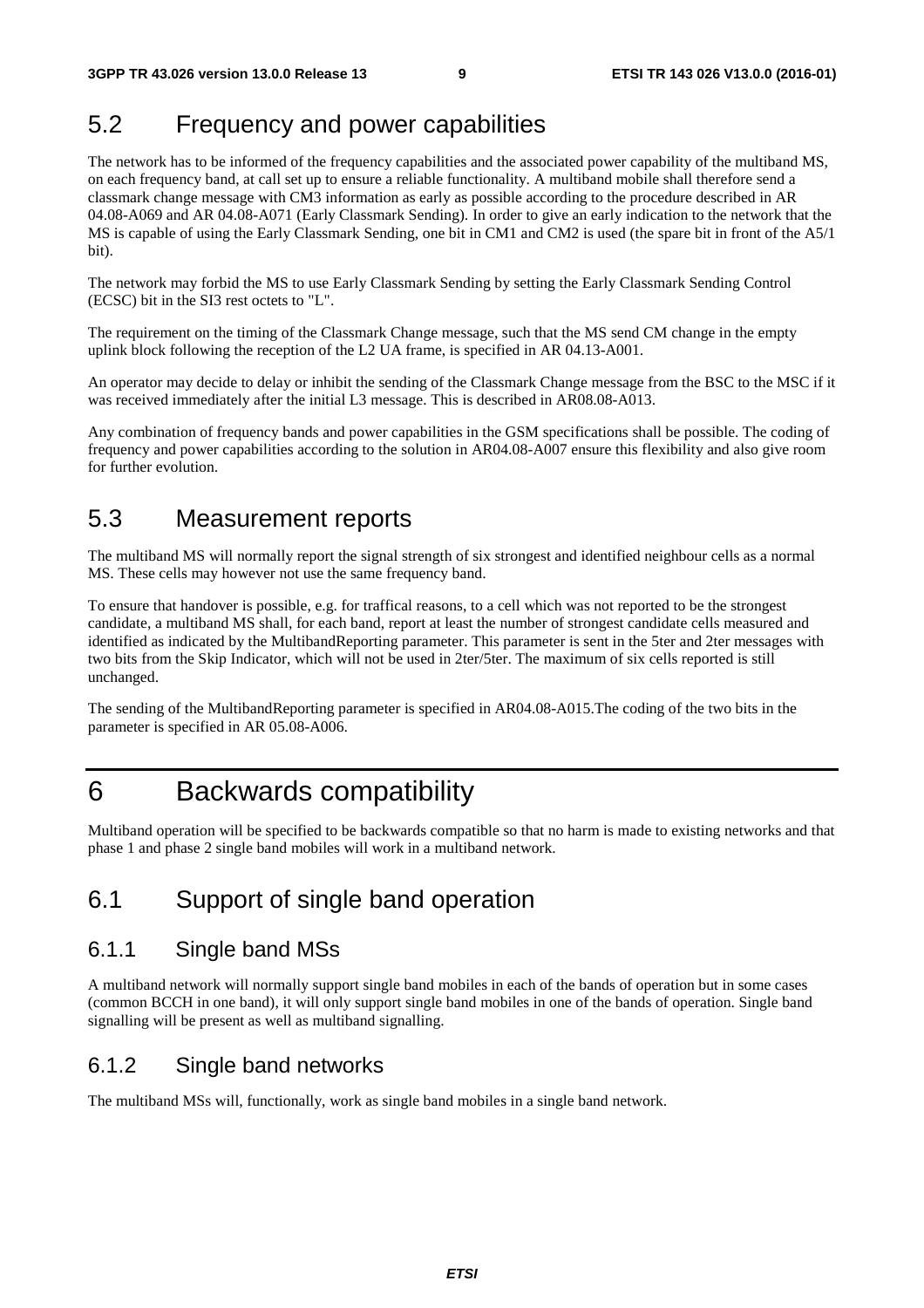## 5.2 Frequency and power capabilities

The network has to be informed of the frequency capabilities and the associated power capability of the multiband MS, on each frequency band, at call set up to ensure a reliable functionality. A multiband mobile shall therefore send a classmark change message with CM3 information as early as possible according to the procedure described in AR 04.08-A069 and AR 04.08-A071 (Early Classmark Sending). In order to give an early indication to the network that the MS is capable of using the Early Classmark Sending, one bit in CM1 and CM2 is used (the spare bit in front of the A5/1 bit).

The network may forbid the MS to use Early Classmark Sending by setting the Early Classmark Sending Control (ECSC) bit in the SI3 rest octets to "L".

The requirement on the timing of the Classmark Change message, such that the MS send CM change in the empty uplink block following the reception of the L2 UA frame, is specified in AR 04.13-A001.

An operator may decide to delay or inhibit the sending of the Classmark Change message from the BSC to the MSC if it was received immediately after the initial L3 message. This is described in AR08.08-A013.

Any combination of frequency bands and power capabilities in the GSM specifications shall be possible. The coding of frequency and power capabilities according to the solution in AR04.08-A007 ensure this flexibility and also give room for further evolution.

## 5.3 Measurement reports

The multiband MS will normally report the signal strength of six strongest and identified neighbour cells as a normal MS. These cells may however not use the same frequency band.

To ensure that handover is possible, e.g. for traffical reasons, to a cell which was not reported to be the strongest candidate, a multiband MS shall, for each band, report at least the number of strongest candidate cells measured and identified as indicated by the MultibandReporting parameter. This parameter is sent in the 5ter and 2ter messages with two bits from the Skip Indicator, which will not be used in 2ter/5ter. The maximum of six cells reported is still unchanged.

The sending of the MultibandReporting parameter is specified in AR04.08-A015.The coding of the two bits in the parameter is specified in AR 05.08-A006.

# 6 Backwards compatibility

Multiband operation will be specified to be backwards compatible so that no harm is made to existing networks and that phase 1 and phase 2 single band mobiles will work in a multiband network.

## 6.1 Support of single band operation

### 6.1.1 Single band MSs

A multiband network will normally support single band mobiles in each of the bands of operation but in some cases (common BCCH in one band), it will only support single band mobiles in one of the bands of operation. Single band signalling will be present as well as multiband signalling.

### 6.1.2 Single band networks

The multiband MSs will, functionally, work as single band mobiles in a single band network.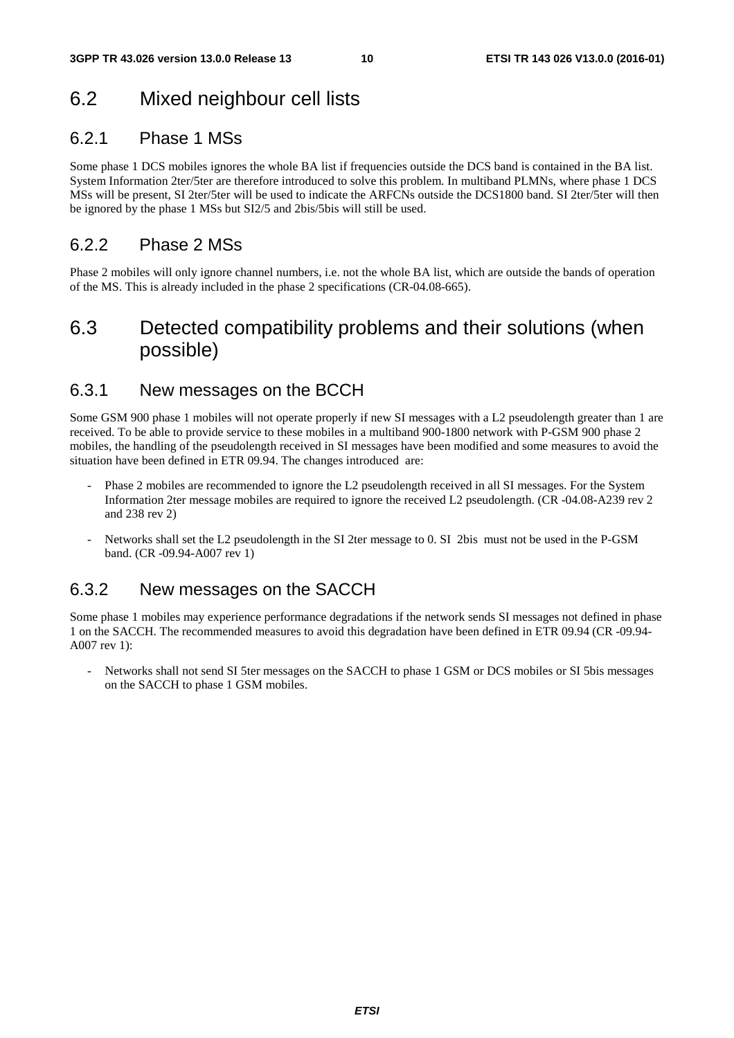## 6.2 Mixed neighbour cell lists

### 6.2.1 Phase 1 MSs

Some phase 1 DCS mobiles ignores the whole BA list if frequencies outside the DCS band is contained in the BA list. System Information 2ter/5ter are therefore introduced to solve this problem. In multiband PLMNs, where phase 1 DCS MSs will be present, SI 2ter/5ter will be used to indicate the ARFCNs outside the DCS1800 band. SI 2ter/5ter will then be ignored by the phase 1 MSs but SI2/5 and 2bis/5bis will still be used.

### 6.2.2 Phase 2 MSs

Phase 2 mobiles will only ignore channel numbers, i.e. not the whole BA list, which are outside the bands of operation of the MS. This is already included in the phase 2 specifications (CR-04.08-665).

## 6.3 Detected compatibility problems and their solutions (when possible)

### 6.3.1 New messages on the BCCH

Some GSM 900 phase 1 mobiles will not operate properly if new SI messages with a L2 pseudolength greater than 1 are received. To be able to provide service to these mobiles in a multiband 900-1800 network with P-GSM 900 phase 2 mobiles, the handling of the pseudolength received in SI messages have been modified and some measures to avoid the situation have been defined in ETR 09.94. The changes introduced are:

- Phase 2 mobiles are recommended to ignore the L2 pseudolength received in all SI messages. For the System Information 2ter message mobiles are required to ignore the received L2 pseudolength. (CR -04.08-A239 rev 2 and 238 rev 2)
- Networks shall set the L2 pseudolength in the SI 2ter message to 0. SI 2bis must not be used in the P-GSM band. (CR -09.94-A007 rev 1)

### 6.3.2 New messages on the SACCH

Some phase 1 mobiles may experience performance degradations if the network sends SI messages not defined in phase 1 on the SACCH. The recommended measures to avoid this degradation have been defined in ETR 09.94 (CR -09.94-A007 rev 1):

- Networks shall not send SI 5ter messages on the SACCH to phase 1 GSM or DCS mobiles or SI 5bis messages on the SACCH to phase 1 GSM mobiles.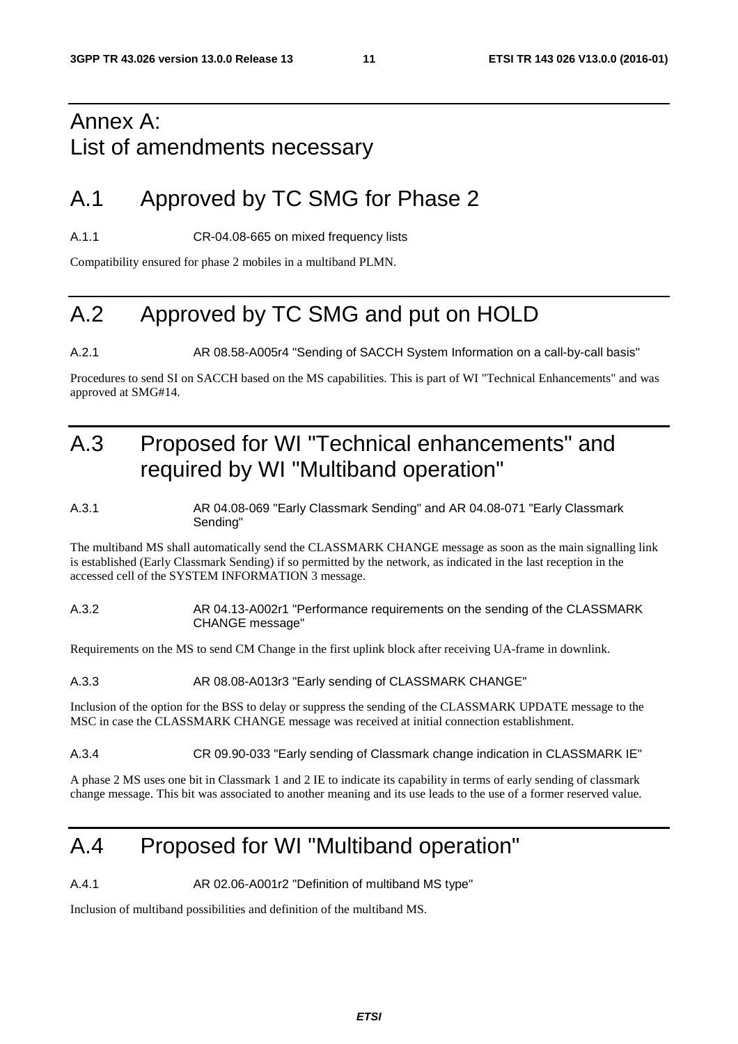# Annex A: List of amendments necessary

## A.1 Approved by TC SMG for Phase 2

A.1.1 CR-04.08-665 on mixed frequency lists

Compatibility ensured for phase 2 mobiles in a multiband PLMN.

## A.2 Approved by TC SMG and put on HOLD

A.2.1 AR 08.58-A005r4 "Sending of SACCH System Information on a call-by-call basis"

Procedures to send SI on SACCH based on the MS capabilities. This is part of WI "Technical Enhancements" and was approved at SMG#14.

## A.3 Proposed for WI "Technical enhancements" and required by WI "Multiband operation"

A.3.1 AR 04.08-069 "Early Classmark Sending" and AR 04.08-071 "Early Classmark Sending"

The multiband MS shall automatically send the CLASSMARK CHANGE message as soon as the main signalling link is established (Early Classmark Sending) if so permitted by the network, as indicated in the last reception in the accessed cell of the SYSTEM INFORMATION 3 message.

A.3.2 AR 04.13-A002r1 "Performance requirements on the sending of the CLASSMARK CHANGE message"

Requirements on the MS to send CM Change in the first uplink block after receiving UA-frame in downlink.

A.3.3 AR 08.08-A013r3 "Early sending of CLASSMARK CHANGE"

Inclusion of the option for the BSS to delay or suppress the sending of the CLASSMARK UPDATE message to the MSC in case the CLASSMARK CHANGE message was received at initial connection establishment.

A.3.4 CR 09.90-033 "Early sending of Classmark change indication in CLASSMARK IE"

A phase 2 MS uses one bit in Classmark 1 and 2 IE to indicate its capability in terms of early sending of classmark change message. This bit was associated to another meaning and its use leads to the use of a former reserved value.

## A.4 Proposed for WI "Multiband operation"

A.4.1 AR 02.06-A001r2 "Definition of multiband MS type"

Inclusion of multiband possibilities and definition of the multiband MS.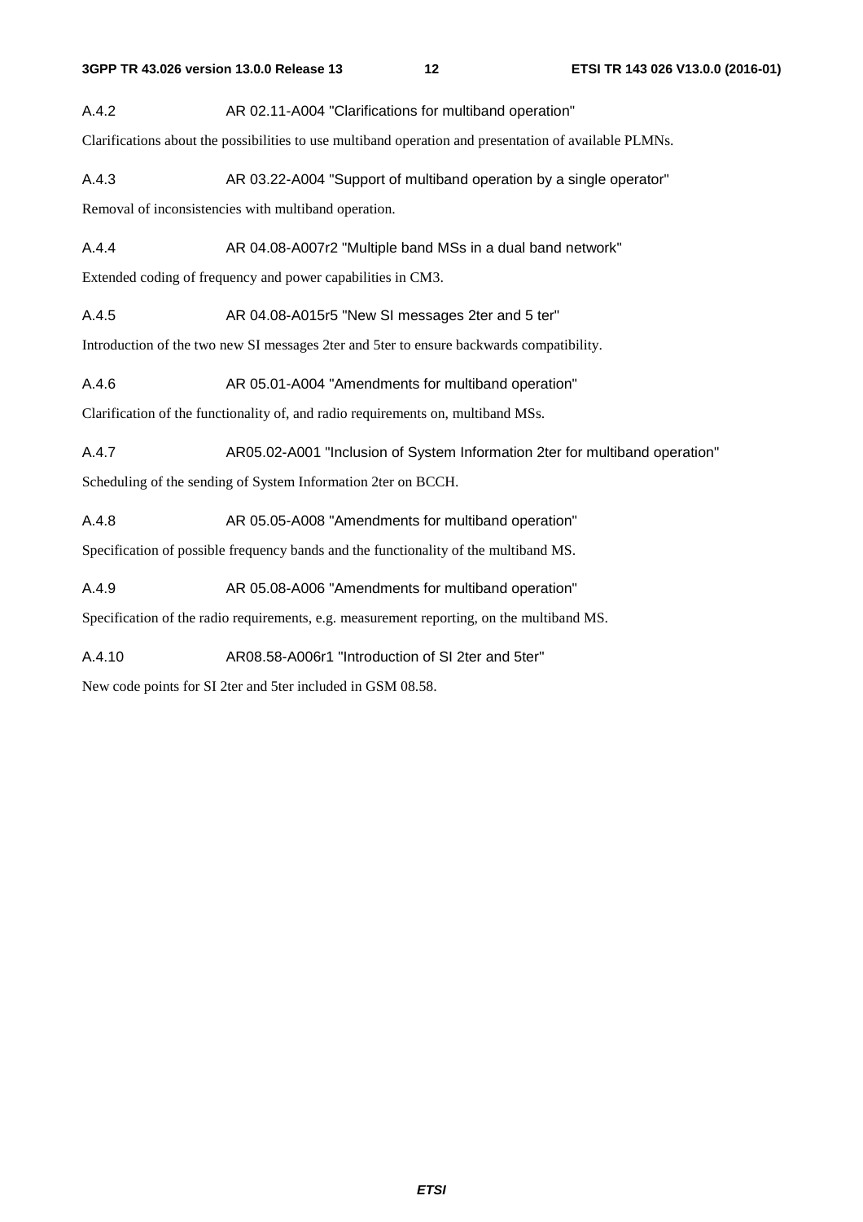### A.4.2 AR 02.11-A004 "Clarifications for multiband operation"

Clarifications about the possibilities to use multiband operation and presentation of available PLMNs.

### A.4.3 AR 03.22-A004 "Support of multiband operation by a single operator"

Removal of inconsistencies with multiband operation.

### A.4.4 AR 04.08-A007r2 "Multiple band MSs in a dual band network"

Extended coding of frequency and power capabilities in CM3.

### A.4.5 AR 04.08-A015r5 "New SI messages 2ter and 5 ter"

Introduction of the two new SI messages 2ter and 5ter to ensure backwards compatibility.

### A.4.6 AR 05.01-A004 "Amendments for multiband operation"

Clarification of the functionality of, and radio requirements on, multiband MSs.

### A.4.7 AR05.02-A001 "Inclusion of System Information 2ter for multiband operation"

Scheduling of the sending of System Information 2ter on BCCH.

### A.4.8 AR 05.05-A008 "Amendments for multiband operation"

Specification of possible frequency bands and the functionality of the multiband MS.

### A.4.9 AR 05.08-A006 "Amendments for multiband operation"

Specification of the radio requirements, e.g. measurement reporting, on the multiband MS.

### A.4.10 AR08.58-A006r1 "Introduction of SI 2ter and 5ter"

New code points for SI 2ter and 5ter included in GSM 08.58.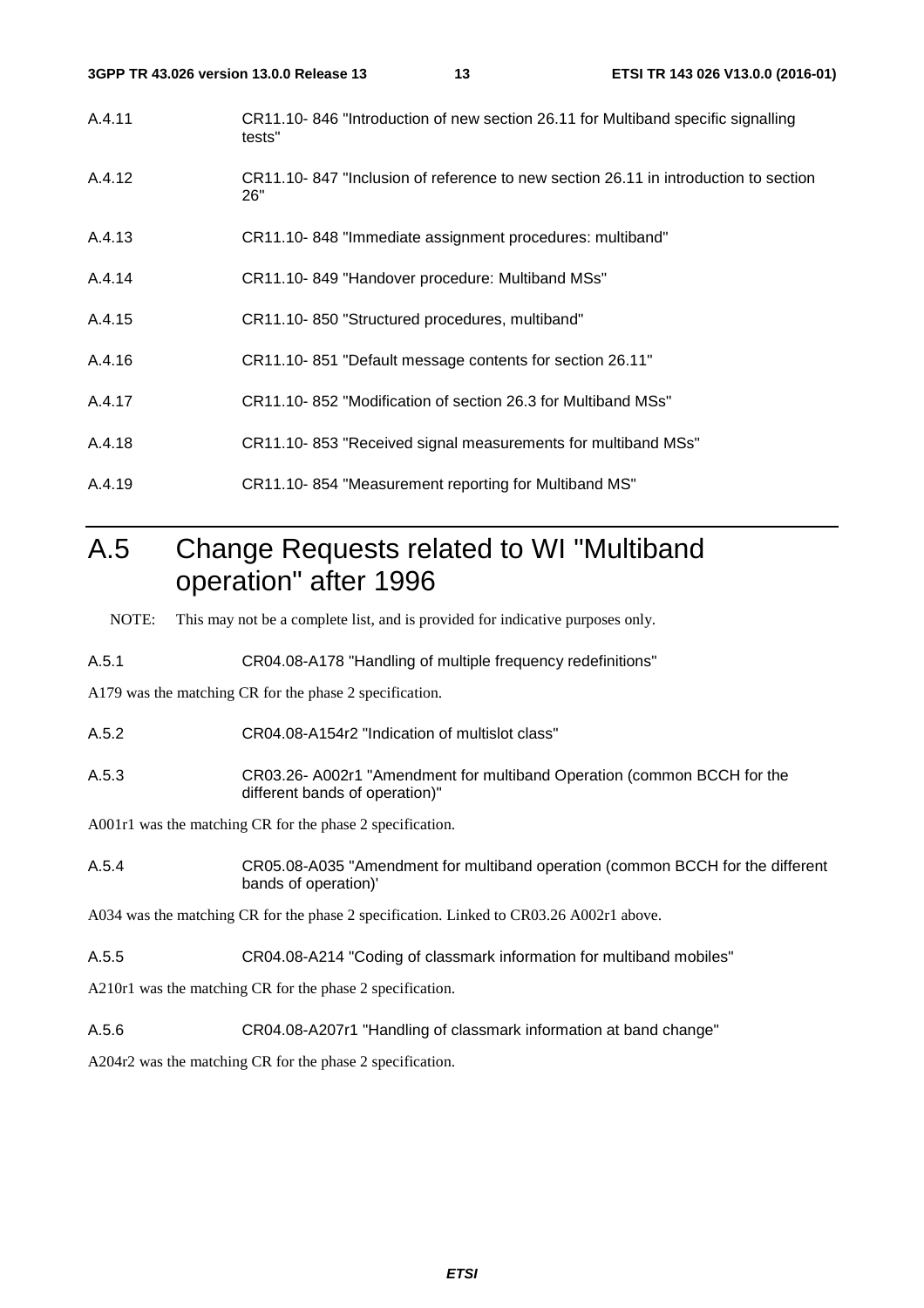A.4.11 CR11.10- 846 "Introduction of new section 26.11 for Multiband specific signalling tests"

A.4.12 CR11.10- 847 "Inclusion of reference to new section 26.11 in introduction to section 26"

A.4.13 CR11.10- 848 "Immediate assignment procedures: multiband"

A.4.14 CR11.10- 849 "Handover procedure: Multiband MSs"

A.4.15 CR11.10- 850 "Structured procedures, multiband"

A.4.16 CR11.10- 851 "Default message contents for section 26.11"

A.4.17 CR11.10- 852 "Modification of section 26.3 for Multiband MSs"

A.4.18 CR11.10- 853 "Received signal measurements for multiband MSs"

A.4.19 CR11.10- 854 "Measurement reporting for Multiband MS"

# A.5 Change Requests related to WI "Multiband operation" after 1996

NOTE: This may not be a complete list, and is provided for indicative purposes only.

A.5.1 CR04.08-A178 "Handling of multiple frequency redefinitions"

A179 was the matching CR for the phase 2 specification.

A.5.2 CR04.08-A154r2 "Indication of multislot class"

A.5.3 CR03.26- A002r1 "Amendment for multiband Operation (common BCCH for the different bands of operation)"

A001r1 was the matching CR for the phase 2 specification.

A.5.4 CR05.08-A035 "Amendment for multiband operation (common BCCH for the different bands of operation)'

A034 was the matching CR for the phase 2 specification. Linked to CR03.26 A002r1 above.

A.5.5 CR04.08-A214 "Coding of classmark information for multiband mobiles"

A210r1 was the matching CR for the phase 2 specification.

A.5.6 CR04.08-A207r1 "Handling of classmark information at band change"

A204r2 was the matching CR for the phase 2 specification.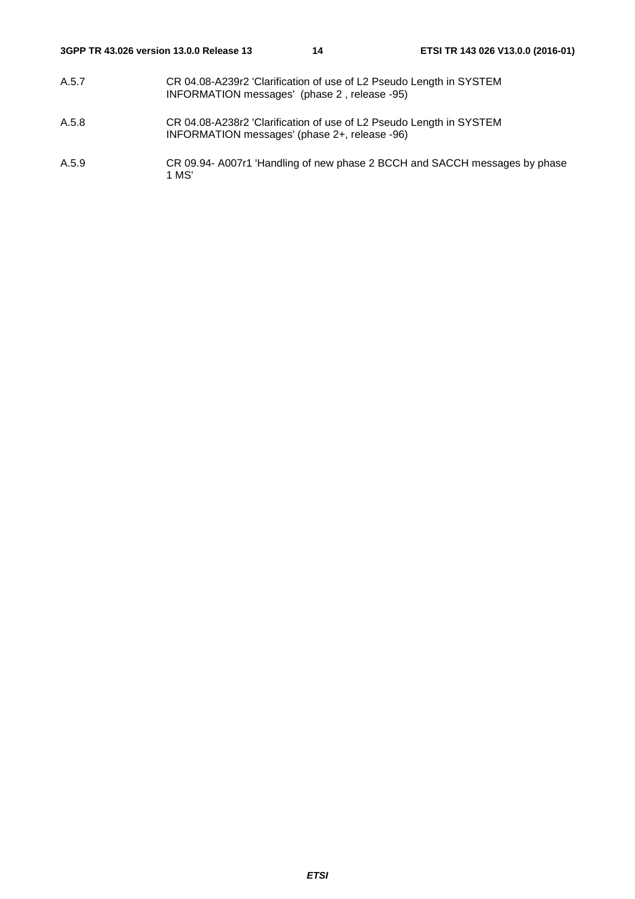A.5.7 CR 04.08-A239r2 'Clarification of use of L2 Pseudo Length in SYSTEM INFORMATION messages' (phase 2 , release -95)

A.5.8 CR 04.08-A238r2 'Clarification of use of L2 Pseudo Length in SYSTEM INFORMATION messages' (phase 2+, release -96)

A.5.9 CR 09.94- A007r1 'Handling of new phase 2 BCCH and SACCH messages by phase 1 MS'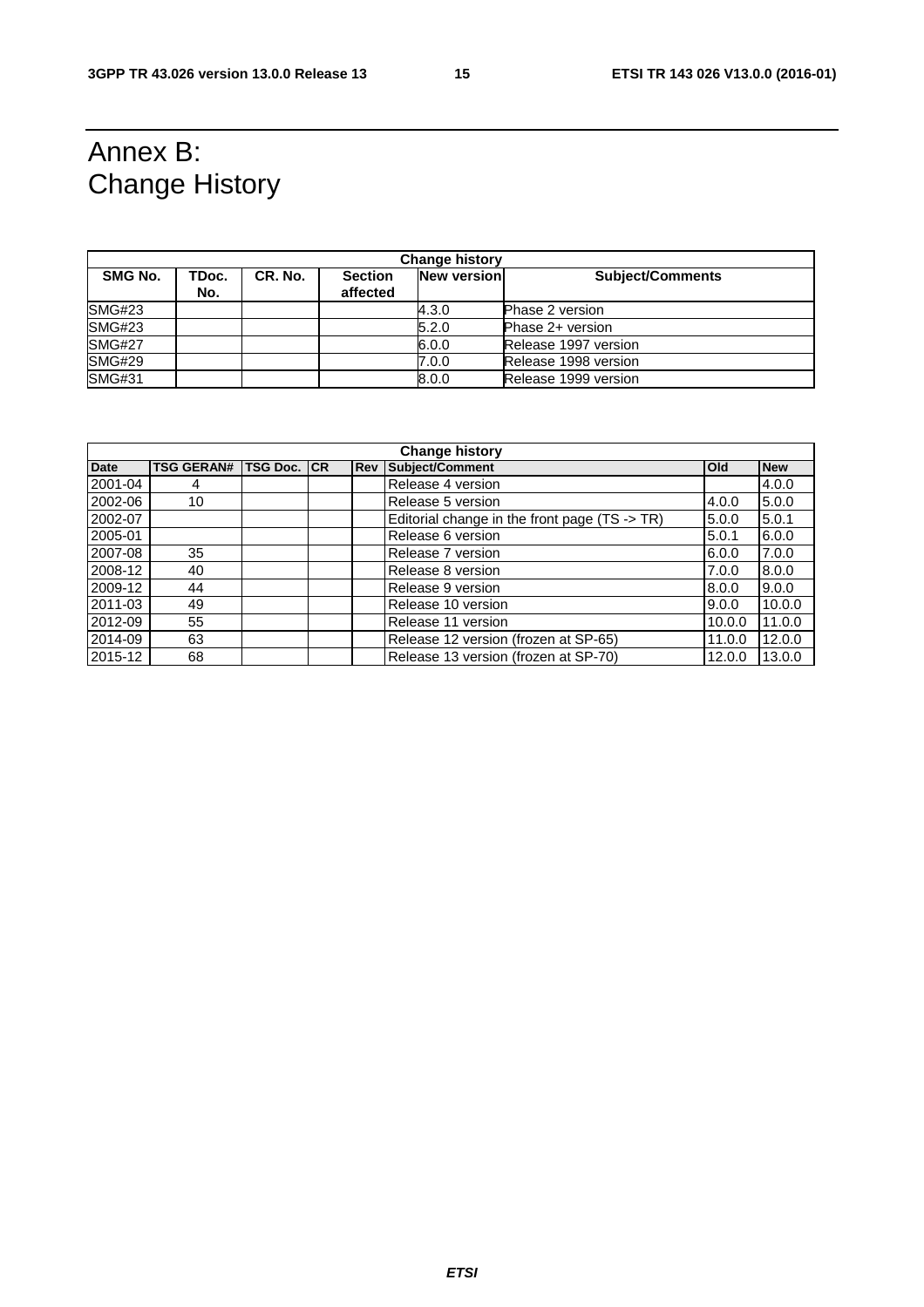# Annex B: Change History

| Change history | | | | | |
|---|---|---|---|---|---|
| **SMG No.** | **TDoc. No.** | **CR. No.** | **Section affected** | **New version** | **Subject/Comments** |
| SMG#23 | | | | 4.3.0 | Phase 2 version |
| SMG#23 | | | | 5.2.0 | Phase 2+ version |
| SMG#27 | | | | 6.0.0 | Release 1997 version |
| SMG#29 | | | | 7.0.0 | Release 1998 version |
| SMG#31 | | | | 8.0.0 | Release 1999 version |

| Change history | | | | | | | |
|---|---|---|---|---|---|---|---|
| **Date** | **TSG GERAN#** | **TSG Doc.** | **CR** | **Rev** | **Subject/Comment** | **Old** | **New** |
| 2001-04 | 4 | | | | Release 4 version | | 4.0.0 |
| 2002-06 | 10 | | | | Release 5 version | 4.0.0 | 5.0.0 |
| 2002-07 | | | | | Editorial change in the front page (TS -> TR) | 5.0.0 | 5.0.1 |
| 2005-01 | | | | | Release 6 version | 5.0.1 | 6.0.0 |
| 2007-08 | 35 | | | | Release 7 version | 6.0.0 | 7.0.0 |
| 2008-12 | 40 | | | | Release 8 version | 7.0.0 | 8.0.0 |
| 2009-12 | 44 | | | | Release 9 version | 8.0.0 | 9.0.0 |
| 2011-03 | 49 | | | | Release 10 version | 9.0.0 | 10.0.0 |
| 2012-09 | 55 | | | | Release 11 version | 10.0.0 | 11.0.0 |
| 2014-09 | 63 | | | | Release 12 version (frozen at SP-65) | 11.0.0 | 12.0.0 |
| 2015-12 | 68 | | | | Release 13 version (frozen at SP-70) | 12.0.0 | 13.0.0 |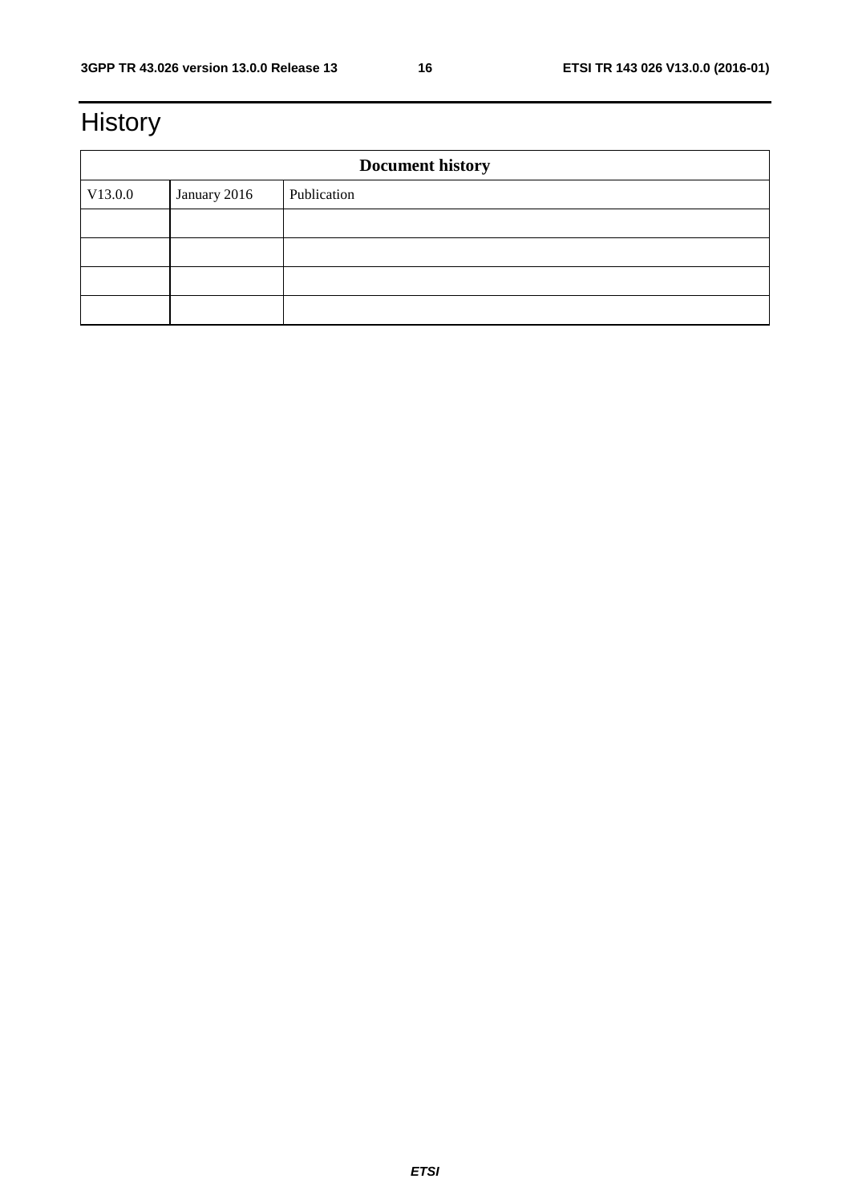# History

| Document history | | |
|---|---|---|
| V13.0.0 | January 2016 | Publication |
| | | |
| | | |
| | | |
| | | |